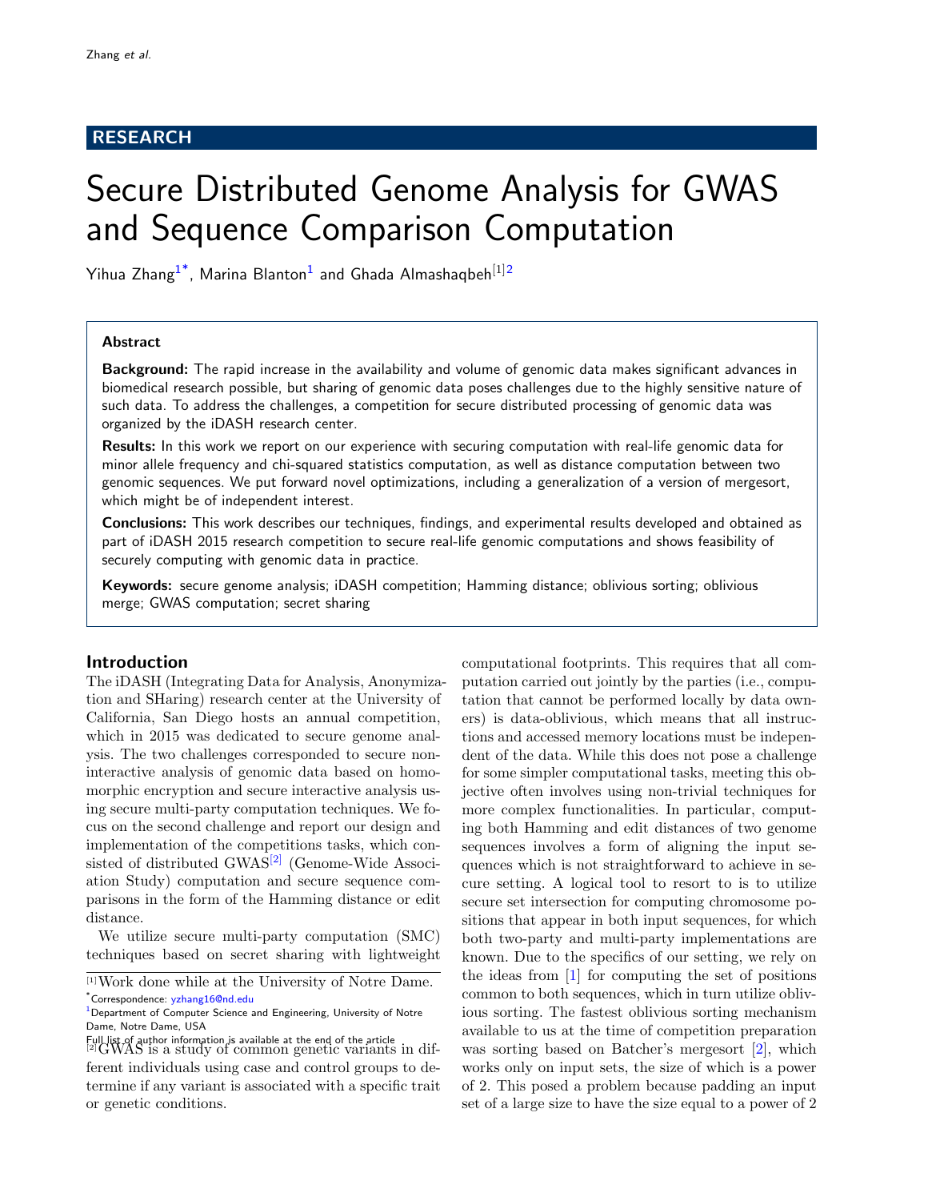RESEARCH

# Secure Distributed Genome Analysis for GWAS and Sequence Comparison Computation

Yihua Zhang[1*], Marina Blanton[1] and Ghada Almashaqbeh[[1]2]

**Abstract**

**Background:** The rapid increase in the availability and volume of genomic data makes significant advances in biomedical research possible, but sharing of genomic data poses challenges due to the highly sensitive nature of such data. To address the challenges, a competition for secure distributed processing of genomic data was organized by the iDASH research center.

**Results:** In this work we report on our experience with securing computation with real-life genomic data for minor allele frequency and chi-squared statistics computation, as well as distance computation between two genomic sequences. We put forward novel optimizations, including a generalization of a version of mergesort, which might be of independent interest.

**Conclusions:** This work describes our techniques, findings, and experimental results developed and obtained as part of iDASH 2015 research competition to secure real-life genomic computations and shows feasibility of securely computing with genomic data in practice.

**Keywords:** secure genome analysis; iDASH competition; Hamming distance; oblivious sorting; oblivious merge; GWAS computation; secret sharing

## Introduction

The iDASH (Integrating Data for Analysis, Anonymization and SHaring) research center at the University of California, San Diego hosts an annual competition, which in 2015 was dedicated to secure genome analysis. The two challenges corresponded to secure non-interactive analysis of genomic data based on homomorphic encryption and secure interactive analysis using secure multi-party computation techniques. We focus on the second challenge and report our design and implementation of the competitions tasks, which consisted of distributed GWAS[[2]] (Genome-Wide Association Study) computation and secure sequence comparisons in the form of the Hamming distance or edit distance.

We utilize secure multi-party computation (SMC) techniques based on secret sharing with lightweight computational footprints. This requires that all computation carried out jointly by the parties (i.e., computation that cannot be performed locally by data owners) is data-oblivious, which means that all instructions and accessed memory locations must be independent of the data. While this does not pose a challenge for some simpler computational tasks, meeting this objective often involves using non-trivial techniques for more complex functionalities. In particular, computing both Hamming and edit distances of two genome sequences involves a form of aligning the input sequences which is not straightforward to achieve in secure setting. A logical tool to resort to is to utilize secure set intersection for computing chromosome positions that appear in both input sequences, for which both two-party and multi-party implementations are known. Due to the specifics of our setting, we rely on the ideas from [1] for computing the set of positions common to both sequences, which in turn utilize oblivious sorting. The fastest oblivious sorting mechanism available to us at the time of competition preparation was sorting based on Batcher's mergesort [2], which works only on input sets, the size of which is a power of 2. This posed a problem because padding an input set of a large size to have the size equal to a power of 2

[1] Work done while at the University of Notre Dame.
*Correspondence: yzhang16@nd.edu
[1] Department of Computer Science and Engineering, University of Notre Dame, Notre Dame, USA
Full list of author information is available at the end of the article
[2] GWAS is a study of common genetic variants in different individuals using case and control groups to determine if any variant is associated with a specific trait or genetic conditions.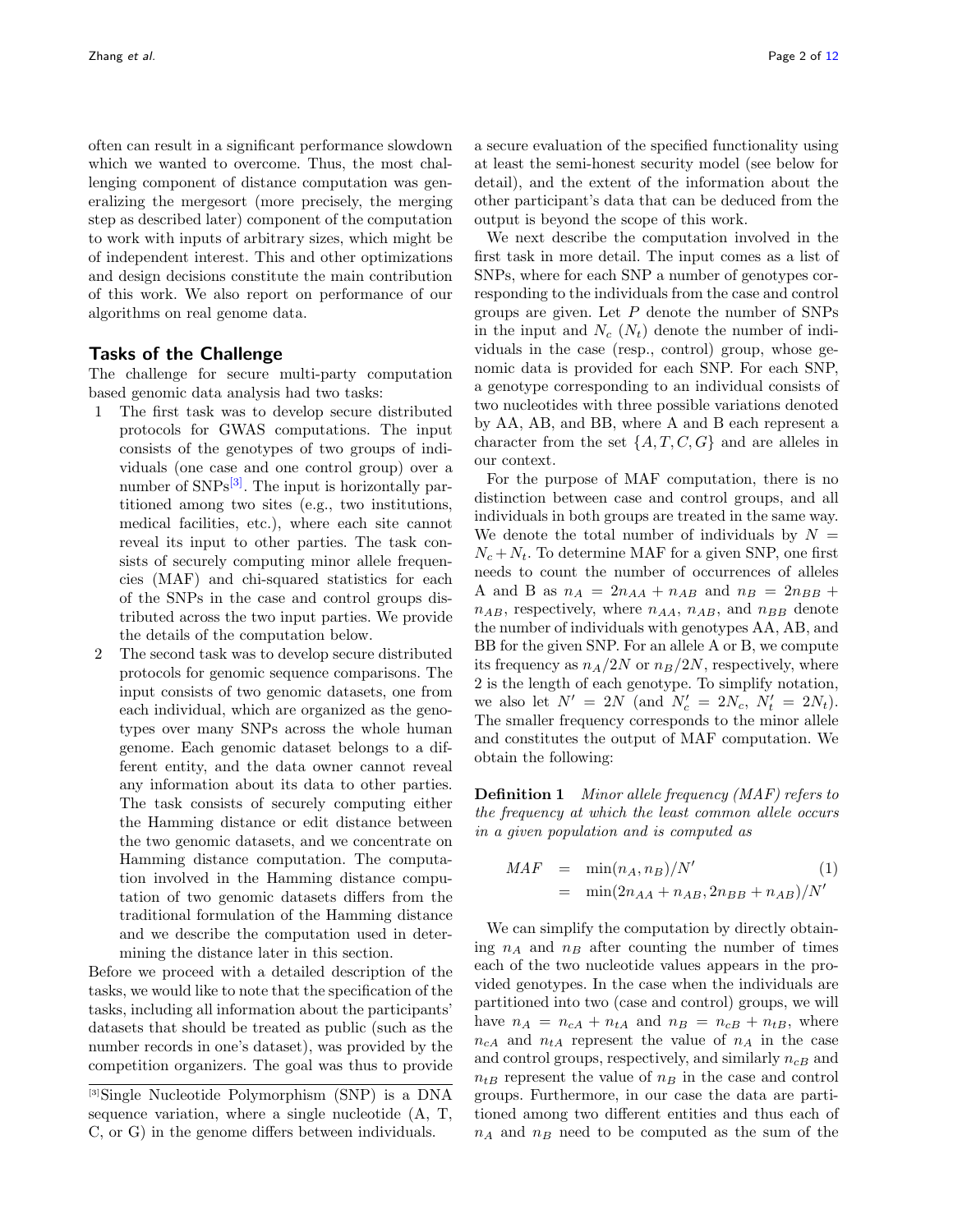often can result in a significant performance slowdown which we wanted to overcome. Thus, the most challenging component of distance computation was generalizing the mergesort (more precisely, the merging step as described later) component of the computation to work with inputs of arbitrary sizes, which might be of independent interest. This and other optimizations and design decisions constitute the main contribution of this work. We also report on performance of our algorithms on real genome data.

## Tasks of the Challenge

The challenge for secure multi-party computation based genomic data analysis had two tasks:

1. The first task was to develop secure distributed protocols for GWAS computations. The input consists of the genotypes of two groups of individuals (one case and one control group) over a number of SNPs[3]. The input is horizontally partitioned among two sites (e.g., two institutions, medical facilities, etc.), where each site cannot reveal its input to other parties. The task consists of securely computing minor allele frequencies (MAF) and chi-squared statistics for each of the SNPs in the case and control groups distributed across the two input parties. We provide the details of the computation below.
2. The second task was to develop secure distributed protocols for genomic sequence comparisons. The input consists of two genomic datasets, one from each individual, which are organized as the genotypes over many SNPs across the whole human genome. Each genomic dataset belongs to a different entity, and the data owner cannot reveal any information about its data to other parties. The task consists of securely computing either the Hamming distance or edit distance between the two genomic datasets, and we concentrate on Hamming distance computation. The computation involved in the Hamming distance computation of two genomic datasets differs from the traditional formulation of the Hamming distance and we describe the computation used in determining the distance later in this section.

Before we proceed with a detailed description of the tasks, we would like to note that the specification of the tasks, including all information about the participants' datasets that should be treated as public (such as the number records in one's dataset), was provided by the competition organizers. The goal was thus to provide a secure evaluation of the specified functionality using at least the semi-honest security model (see below for detail), and the extent of the information about the other participant's data that can be deduced from the output is beyond the scope of this work.

[3]Single Nucleotide Polymorphism (SNP) is a DNA sequence variation, where a single nucleotide (A, T, C, or G) in the genome differs between individuals.

We next describe the computation involved in the first task in more detail. The input comes as a list of SNPs, where for each SNP a number of genotypes corresponding to the individuals from the case and control groups are given. Let $P$ denote the number of SNPs in the input and $N_c$ ($N_t$) denote the number of individuals in the case (resp., control) group, whose genomic data is provided for each SNP. For each SNP, a genotype corresponding to an individual consists of two nucleotides with three possible variations denoted by AA, AB, and BB, where A and B each represent a character from the set $\{A, T, C, G\}$ and are alleles in our context.

For the purpose of MAF computation, there is no distinction between case and control groups, and all individuals in both groups are treated in the same way. We denote the total number of individuals by $N = N_c + N_t$. To determine MAF for a given SNP, one first needs to count the number of occurrences of alleles A and B as $n_A = 2n_{AA} + n_{AB}$ and $n_B = 2n_{BB} + n_{AB}$, respectively, where $n_{AA}$, $n_{AB}$, and $n_{BB}$ denote the number of individuals with genotypes AA, AB, and BB for the given SNP. For an allele A or B, we compute its frequency as $n_A/2N$ or $n_B/2N$, respectively, where 2 is the length of each genotype. To simplify notation, we also let $N' = 2N$ (and $N'_c = 2N_c$, $N'_t = 2N_t$). The smaller frequency corresponds to the minor allele and constitutes the output of MAF computation. We obtain the following:

**Definition 1** *Minor allele frequency (MAF) refers to the frequency at which the least common allele occurs in a given population and is computed as*

$$
\begin{aligned}
MAF &= \min(n_A, n_B)/N' \\
&= \min(2n_{AA} + n_{AB}, 2n_{BB} + n_{AB})/N'
\end{aligned}
\tag{1}
$$

We can simplify the computation by directly obtaining $n_A$ and $n_B$ after counting the number of times each of the two nucleotide values appears in the provided genotypes. In the case when the individuals are partitioned into two (case and control) groups, we will have $n_A = n_{cA} + n_{tA}$ and $n_B = n_{cB} + n_{tB}$, where $n_{cA}$ and $n_{tA}$ represent the value of $n_A$ in the case and control groups, respectively, and similarly $n_{cB}$ and $n_{tB}$ represent the value of $n_B$ in the case and control groups. Furthermore, in our case the data are partitioned among two different entities and thus each of $n_A$ and $n_B$ need to be computed as the sum of the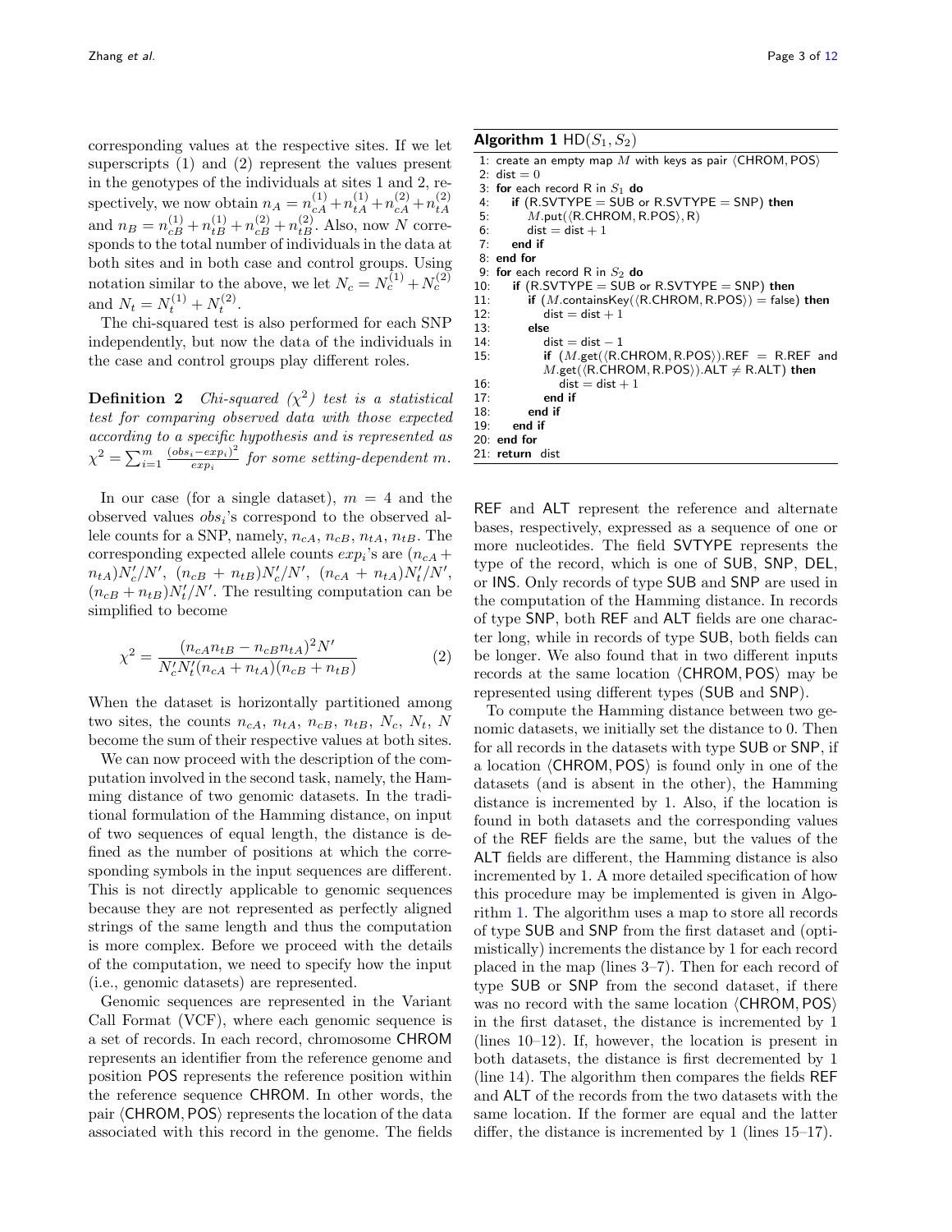corresponding values at the respective sites. If we let superscripts (1) and (2) represent the values present in the genotypes of the individuals at sites 1 and 2, respectively, we now obtain $n_A = n_{cA}^{(1)} + n_{tA}^{(1)} + n_{cA}^{(2)} + n_{tA}^{(2)}$ and $n_B = n_{cB}^{(1)} + n_{tB}^{(1)} + n_{cB}^{(2)} + n_{tB}^{(2)}$. Also, now $N$ corresponds to the total number of individuals in the data at both sites and in both case and control groups. Using notation similar to the above, we let $N_c = N_c^{(1)} + N_c^{(2)}$ and $N_t = N_t^{(1)} + N_t^{(2)}$.

The chi-squared test is also performed for each SNP independently, but now the data of the individuals in the case and control groups play different roles.

**Definition 2** *Chi-squared ($\chi^2$) test is a statistical test for comparing observed data with those expected according to a specific hypothesis and is represented as $\chi^2 = \sum_{i=1}^{m} \frac{(obs_i - exp_i)^2}{exp_i}$ for some setting-dependent $m$.*

In our case (for a single dataset), $m = 4$ and the observed values $obs_i$'s correspond to the observed allele counts for a SNP, namely, $n_{cA}$, $n_{cB}$, $n_{tA}$, $n_{tB}$. The corresponding expected allele counts $exp_i$'s are $(n_{cA} + n_{tA})N'_c/N'$, $(n_{cB} + n_{tB})N'_c/N'$, $(n_{cA} + n_{tA})N'_t/N'$, $(n_{cB} + n_{tB})N'_t/N'$. The resulting computation can be simplified to become

$$\chi^2 = \frac{(n_{cA}n_{tB} - n_{cB}n_{tA})^2 N'}{N'_c N'_t (n_{cA} + n_{tA})(n_{cB} + n_{tB})} \tag{2}$$

When the dataset is horizontally partitioned among two sites, the counts $n_{cA}$, $n_{tA}$, $n_{cB}$, $n_{tB}$, $N_c$, $N_t$, $N$ become the sum of their respective values at both sites.

We can now proceed with the description of the computation involved in the second task, namely, the Hamming distance of two genomic datasets. In the traditional formulation of the Hamming distance, on input of two sequences of equal length, the distance is defined as the number of positions at which the corresponding symbols in the input sequences are different. This is not directly applicable to genomic sequences because they are not represented as perfectly aligned strings of the same length and thus the computation is more complex. Before we proceed with the details of the computation, we need to specify how the input (i.e., genomic datasets) are represented.

Genomic sequences are represented in the Variant Call Format (VCF), where each genomic sequence is a set of records. In each record, chromosome CHROM represents an identifier from the reference genome and position POS represents the reference position within the reference sequence CHROM. In other words, the pair ⟨CHROM, POS⟩ represents the location of the data associated with this record in the genome. The fields REF and ALT represent the reference and alternate bases, respectively, expressed as a sequence of one or more nucleotides. The field SVTYPE represents the type of the record, which is one of SUB, SNP, DEL, or INS. Only records of type SUB and SNP are used in the computation of the Hamming distance. In records of type SNP, both REF and ALT fields are one character long, while in records of type SUB, both fields can be longer. We also found that in two different inputs records at the same location ⟨CHROM, POS⟩ may be represented using different types (SUB and SNP).

**Algorithm 1** HD($S_1$, $S_2$)

```
1:  create an empty map M with keys as pair ⟨CHROM, POS⟩
2:  dist = 0
3:  for each record R in S1 do
4:      if (R.SVTYPE = SUB or R.SVTYPE = SNP) then
5:          M.put(⟨R.CHROM, R.POS⟩, R)
6:          dist = dist + 1
7:      end if
8:  end for
9:  for each record R in S2 do
10:     if (R.SVTYPE = SUB or R.SVTYPE = SNP) then
11:         if (M.containsKey(⟨R.CHROM, R.POS⟩) = false) then
12:             dist = dist + 1
13:         else
14:             dist = dist − 1
15:             if (M.get(⟨R.CHROM, R.POS⟩).REF = R.REF and
                    M.get(⟨R.CHROM, R.POS⟩).ALT ≠ R.ALT) then
16:                 dist = dist + 1
17:             end if
18:         end if
19:     end if
20: end for
21: return dist
```

To compute the Hamming distance between two genomic datasets, we initially set the distance to 0. Then for all records in the datasets with type SUB or SNP, if a location ⟨CHROM, POS⟩ is found only in one of the datasets (and is absent in the other), the Hamming distance is incremented by 1. Also, if the location is found in both datasets and the corresponding values of the REF fields are the same, but the values of the ALT fields are different, the Hamming distance is also incremented by 1. A more detailed specification of how this procedure may be implemented is given in Algorithm 1. The algorithm uses a map to store all records of type SUB and SNP from the first dataset and (optimistically) increments the distance by 1 for each record placed in the map (lines 3–7). Then for each record of type SUB or SNP from the second dataset, if there was no record with the same location ⟨CHROM, POS⟩ in the first dataset, the distance is incremented by 1 (lines 10–12). If, however, the location is present in both datasets, the distance is first decremented by 1 (line 14). The algorithm then compares the fields REF and ALT of the records from the two datasets with the same location. If the former are equal and the latter differ, the distance is incremented by 1 (lines 15–17).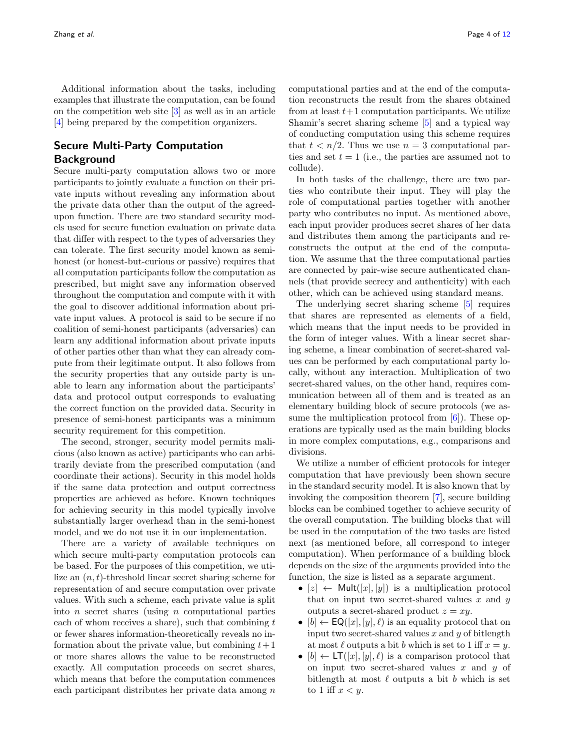Additional information about the tasks, including examples that illustrate the computation, can be found on the competition web site [3] as well as in an article [4] being prepared by the competition organizers.

## Secure Multi-Party Computation Background

Secure multi-party computation allows two or more participants to jointly evaluate a function on their private inputs without revealing any information about the private data other than the output of the agreed-upon function. There are two standard security models used for secure function evaluation on private data that differ with respect to the types of adversaries they can tolerate. The first security model known as semi-honest (or honest-but-curious or passive) requires that all computation participants follow the computation as prescribed, but might save any information observed throughout the computation and compute with it with the goal to discover additional information about private input values. A protocol is said to be secure if no coalition of semi-honest participants (adversaries) can learn any additional information about private inputs of other parties other than what they can already compute from their legitimate output. It also follows from the security properties that any outside party is unable to learn any information about the participants' data and protocol output corresponds to evaluating the correct function on the provided data. Security in presence of semi-honest participants was a minimum security requirement for this competition.

The second, stronger, security model permits malicious (also known as active) participants who can arbitrarily deviate from the prescribed computation (and coordinate their actions). Security in this model holds if the same data protection and output correctness properties are achieved as before. Known techniques for achieving security in this model typically involve substantially larger overhead than in the semi-honest model, and we do not use it in our implementation.

There are a variety of available techniques on which secure multi-party computation protocols can be based. For the purposes of this competition, we utilize an $(n, t)$-threshold linear secret sharing scheme for representation of and secure computation over private values. With such a scheme, each private value is split into $n$ secret shares (using $n$ computational parties each of whom receives a share), such that combining $t$ or fewer shares information-theoretically reveals no information about the private value, but combining $t+1$ or more shares allows the value to be reconstructed exactly. All computation proceeds on secret shares, which means that before the computation commences each participant distributes her private data among $n$ computational parties and at the end of the computation reconstructs the result from the shares obtained from at least $t+1$ computation participants. We utilize Shamir's secret sharing scheme [5] and a typical way of conducting computation using this scheme requires that $t < n/2$. Thus we use $n = 3$ computational parties and set $t = 1$ (i.e., the parties are assumed not to collude).

In both tasks of the challenge, there are two parties who contribute their input. They will play the role of computational parties together with another party who contributes no input. As mentioned above, each input provider produces secret shares of her data and distributes them among the participants and reconstructs the output at the end of the computation. We assume that the three computational parties are connected by pair-wise secure authenticated channels (that provide secrecy and authenticity) with each other, which can be achieved using standard means.

The underlying secret sharing scheme [5] requires that shares are represented as elements of a field, which means that the input needs to be provided in the form of integer values. With a linear secret sharing scheme, a linear combination of secret-shared values can be performed by each computational party locally, without any interaction. Multiplication of two secret-shared values, on the other hand, requires communication between all of them and is treated as an elementary building block of secure protocols (we assume the multiplication protocol from [6]). These operations are typically used as the main building blocks in more complex computations, e.g., comparisons and divisions.

We utilize a number of efficient protocols for integer computation that have previously been shown secure in the standard security model. It is also known that by invoking the composition theorem [7], secure building blocks can be combined together to achieve security of the overall computation. The building blocks that will be used in the computation of the two tasks are listed next (as mentioned before, all correspond to integer computation). When performance of a building block depends on the size of the arguments provided into the function, the size is listed as a separate argument.

- $[z] \leftarrow \mathsf{Mult}([x], [y])$ is a multiplication protocol that on input two secret-shared values $x$ and $y$ outputs a secret-shared product $z = xy$.
- $[b] \leftarrow \mathsf{EQ}([x], [y], \ell)$ is an equality protocol that on input two secret-shared values $x$ and $y$ of bitlength at most $\ell$ outputs a bit $b$ which is set to 1 iff $x = y$.
- $[b] \leftarrow \mathsf{LT}([x], [y], \ell)$ is a comparison protocol that on input two secret-shared values $x$ and $y$ of bitlength at most $\ell$ outputs a bit $b$ which is set to 1 iff $x < y$.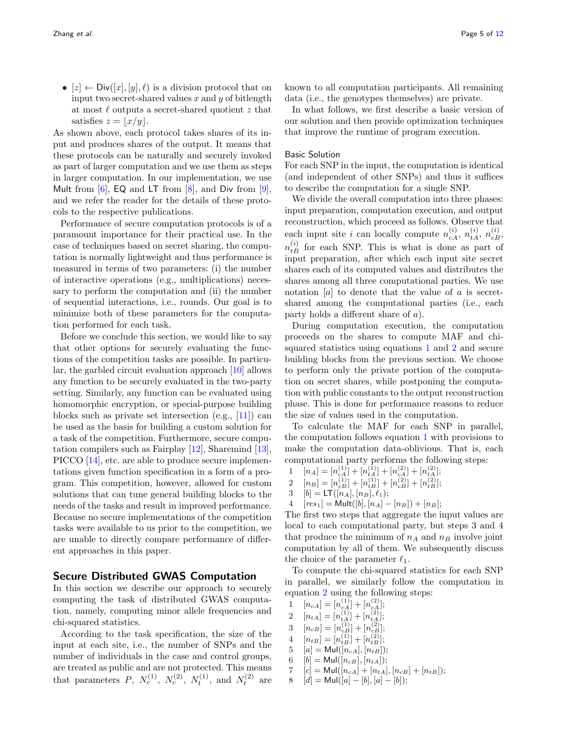- $[z] \leftarrow \mathsf{Div}([x], [y], \ell)$ is a division protocol that on input two secret-shared values $x$ and $y$ of bitlength at most $\ell$ outputs a secret-shared quotient $z$ that satisfies $z = \lfloor x/y \rfloor$.

As shown above, each protocol takes shares of its input and produces shares of the output. It means that these protocols can be naturally and securely invoked as part of larger computation and we use them as steps in larger computation. In our implementation, we use Mult from [6], EQ and LT from [8], and Div from [9], and we refer the reader for the details of these protocols to the respective publications.

Performance of secure computation protocols is of a paramount importance for their practical use. In the case of techniques based on secret sharing, the computation is normally lightweight and thus performance is measured in terms of two parameters: (i) the number of interactive operations (e.g., multiplications) necessary to perform the computation and (ii) the number of sequential interactions, i.e., rounds. Our goal is to minimize both of these parameters for the computation performed for each task.

Before we conclude this section, we would like to say that other options for securely evaluating the functions of the competition tasks are possible. In particular, the garbled circuit evaluation approach [10] allows any function to be securely evaluated in the two-party setting. Similarly, any function can be evaluated using homomorphic encryption, or special-purpose building blocks such as private set intersection (e.g., [11]) can be used as the basis for building a custom solution for a task of the competition. Furthermore, secure computation compilers such as Fairplay [12], Sharemind [13], PICCO [14], etc. are able to produce secure implementations given function specification in a form of a program. This competition, however, allowed for custom solutions that can tune general building blocks to the needs of the tasks and result in improved performance. Because no secure implementations of the competition tasks were available to us prior to the competition, we are unable to directly compare performance of different approaches in this paper.

## Secure Distributed GWAS Computation

In this section we describe our approach to securely computing the task of distributed GWAS computation, namely, computing minor allele frequencies and chi-squared statistics.

According to the task specification, the size of the input at each site, i.e., the number of SNPs and the number of individuals in the case and control groups, are treated as public and are not protected. This means that parameters $P$, $N_c^{(1)}$, $N_c^{(2)}$, $N_t^{(1)}$, and $N_t^{(2)}$ are known to all computation participants. All remaining data (i.e., the genotypes themselves) are private.

In what follows, we first describe a basic version of our solution and then provide optimization techniques that improve the runtime of program execution.

### Basic Solution

For each SNP in the input, the computation is identical (and independent of other SNPs) and thus it suffices to describe the computation for a single SNP.

We divide the overall computation into three phases: input preparation, computation execution, and output reconstruction, which proceed as follows. Observe that each input site $i$ can locally compute $n_{cA}^{(i)}$, $n_{tA}^{(i)}$, $n_{cB}^{(i)}$, $n_{tB}^{(i)}$ for each SNP. This is what is done as part of input preparation, after which each input site secret shares each of its computed values and distributes the shares among all three computational parties. We use notation $[a]$ to denote that the value of $a$ is secret-shared among the computational parties (i.e., each party holds a different share of $a$).

During computation execution, the computation proceeds on the shares to compute MAF and chi-squared statistics using equations 1 and 2 and secure building blocks from the previous section. We choose to perform only the private portion of the computation on secret shares, while postponing the computation with public constants to the output reconstruction phase. This is done for performance reasons to reduce the size of values used in the computation.

To calculate the MAF for each SNP in parallel, the computation follows equation 1 with provisions to make the computation data-oblivious. That is, each computational party performs the following steps:

```
1   [n_A] = [n_cA^(1)] + [n_tA^(1)] + [n_cA^(2)] + [n_tA^(2)];
2   [n_B] = [n_cB^(1)] + [n_tB^(1)] + [n_cB^(2)] + [n_tB^(2)];
3   [b] = LT([n_A], [n_B], ℓ_1);
4   [res_1] = Mult([b], [n_A] − [n_B]) + [n_B];
```

The first two steps that aggregate the input values are local to each computational party, but steps 3 and 4 that produce the minimum of $n_A$ and $n_B$ involve joint computation by all of them. We subsequently discuss the choice of the parameter $\ell_1$.

To compute the chi-squared statistics for each SNP in parallel, we similarly follow the computation in equation 2 using the following steps:

```
1   [n_cA] = [n_cA^(1)] + [n_cA^(2)];
2   [n_tA] = [n_tA^(1)] + [n_tA^(2)];
3   [n_cB] = [n_cB^(1)] + [n_cB^(2)];
4   [n_tB] = [n_tB^(1)] + [n_tB^(2)];
5   [a] = Mul([n_cA], [n_tB]);
6   [b] = Mul([n_cB], [n_tA]);
7   [c] = Mul([n_cA] + [n_tA], [n_cB] + [n_tB]);
8   [d] = Mul([a] − [b], [a] − [b]);
```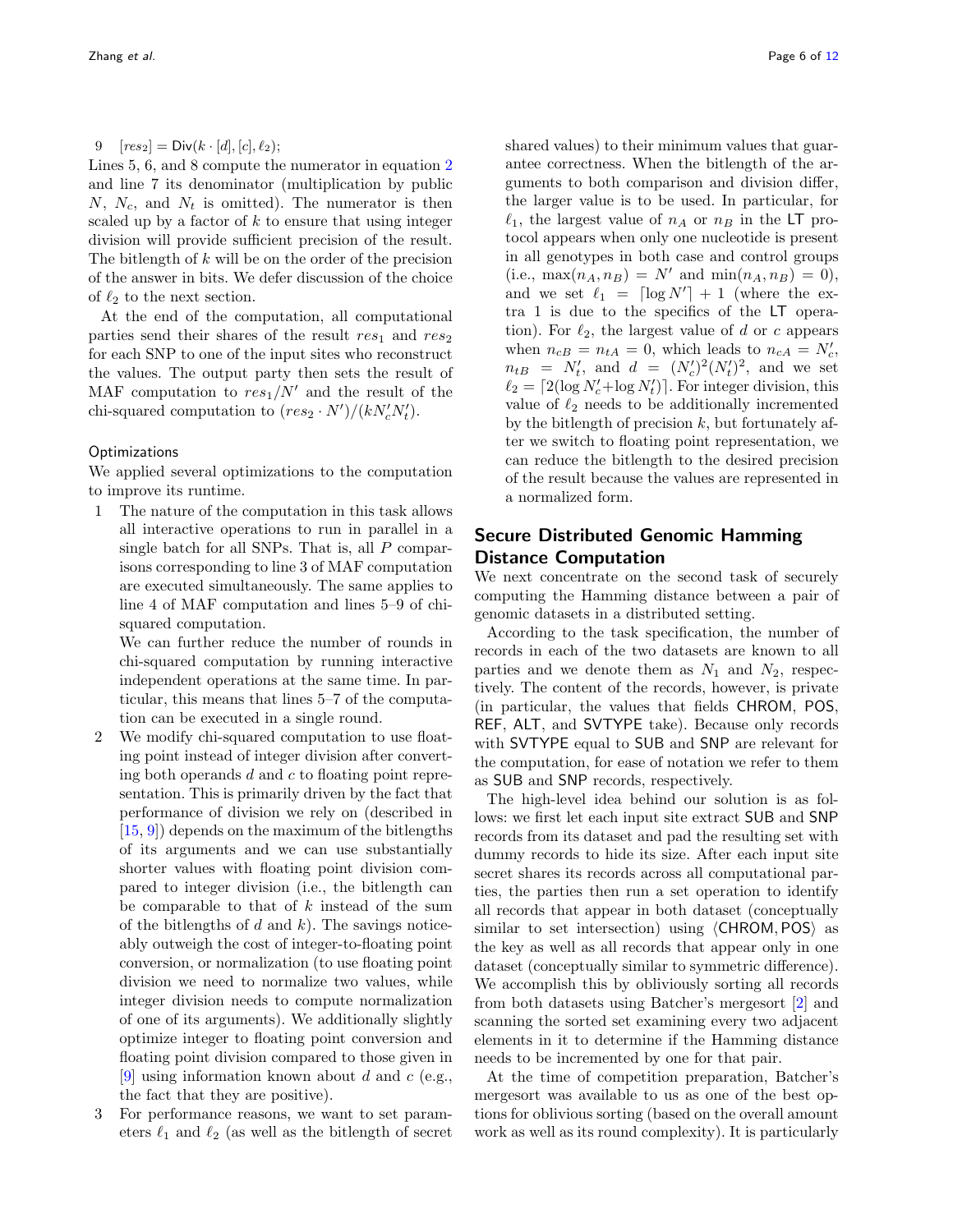9  $[res_2] = \mathsf{Div}(k \cdot [d], [c], \ell_2)$;

Lines 5, 6, and 8 compute the numerator in equation 2 and line 7 its denominator (multiplication by public $N$, $N_c$, and $N_t$ is omitted). The numerator is then scaled up by a factor of $k$ to ensure that using integer division will provide sufficient precision of the result. The bitlength of $k$ will be on the order of the precision of the answer in bits. We defer discussion of the choice of $\ell_2$ to the next section.

At the end of the computation, all computational parties send their shares of the result $res_1$ and $res_2$ for each SNP to one of the input sites who reconstruct the values. The output party then sets the result of MAF computation to $res_1/N'$ and the result of the chi-squared computation to $(res_2 \cdot N')/(kN'_cN'_t)$.

### Optimizations

We applied several optimizations to the computation to improve its runtime.

1. The nature of the computation in this task allows all interactive operations to run in parallel in a single batch for all SNPs. That is, all $P$ comparisons corresponding to line 3 of MAF computation are executed simultaneously. The same applies to line 4 of MAF computation and lines 5–9 of chi-squared computation.

   We can further reduce the number of rounds in chi-squared computation by running interactive independent operations at the same time. In particular, this means that lines 5–7 of the computation can be executed in a single round.

2. We modify chi-squared computation to use floating point instead of integer division after converting both operands $d$ and $c$ to floating point representation. This is primarily driven by the fact that performance of division we rely on (described in [15, 9]) depends on the maximum of the bitlengths of its arguments and we can use substantially shorter values with floating point division compared to integer division (i.e., the bitlength can be comparable to that of $k$ instead of the sum of the bitlengths of $d$ and $k$). The savings noticeably outweigh the cost of integer-to-floating point conversion, or normalization (to use floating point division we need to normalize two values, while integer division needs to compute normalization of one of its arguments). We additionally slightly optimize integer to floating point conversion and floating point division compared to those given in [9] using information known about $d$ and $c$ (e.g., the fact that they are positive).

3. For performance reasons, we want to set parameters $\ell_1$ and $\ell_2$ (as well as the bitlength of secret shared values) to their minimum values that guarantee correctness. When the bitlength of the arguments to both comparison and division differ, the larger value is to be used. In particular, for $\ell_1$, the largest value of $n_A$ or $n_B$ in the $\mathsf{LT}$ protocol appears when only one nucleotide is present in all genotypes in both case and control groups (i.e., $\max(n_A, n_B) = N'$ and $\min(n_A, n_B) = 0$), and we set $\ell_1 = \lceil \log N' \rceil + 1$ (where the extra 1 is due to the specifics of the $\mathsf{LT}$ operation). For $\ell_2$, the largest value of $d$ or $c$ appears when $n_{cB} = n_{tA} = 0$, which leads to $n_{cA} = N'_c$, $n_{tB} = N'_t$, and $d = (N'_c)^2(N'_t)^2$, and we set $\ell_2 = \lceil 2(\log N'_c + \log N'_t) \rceil$. For integer division, this value of $\ell_2$ needs to be additionally incremented by the bitlength of precision $k$, but fortunately after we switch to floating point representation, we can reduce the bitlength to the desired precision of the result because the values are represented in a normalized form.

## Secure Distributed Genomic Hamming Distance Computation

We next concentrate on the second task of securely computing the Hamming distance between a pair of genomic datasets in a distributed setting.

According to the task specification, the number of records in each of the two datasets are known to all parties and we denote them as $N_1$ and $N_2$, respectively. The content of the records, however, is private (in particular, the values that fields CHROM, POS, REF, ALT, and SVTYPE take). Because only records with SVTYPE equal to SUB and SNP are relevant for the computation, for ease of notation we refer to them as SUB and SNP records, respectively.

The high-level idea behind our solution is as follows: we first let each input site extract SUB and SNP records from its dataset and pad the resulting set with dummy records to hide its size. After each input site secret shares its records across all computational parties, the parties then run a set operation to identify all records that appear in both dataset (conceptually similar to set intersection) using $\langle$CHROM, POS$\rangle$ as the key as well as all records that appear only in one dataset (conceptually similar to symmetric difference). We accomplish this by obliviously sorting all records from both datasets using Batcher's mergesort [2] and scanning the sorted set examining every two adjacent elements in it to determine if the Hamming distance needs to be incremented by one for that pair.

At the time of competition preparation, Batcher's mergesort was available to us as one of the best options for oblivious sorting (based on the overall amount work as well as its round complexity). It is particularly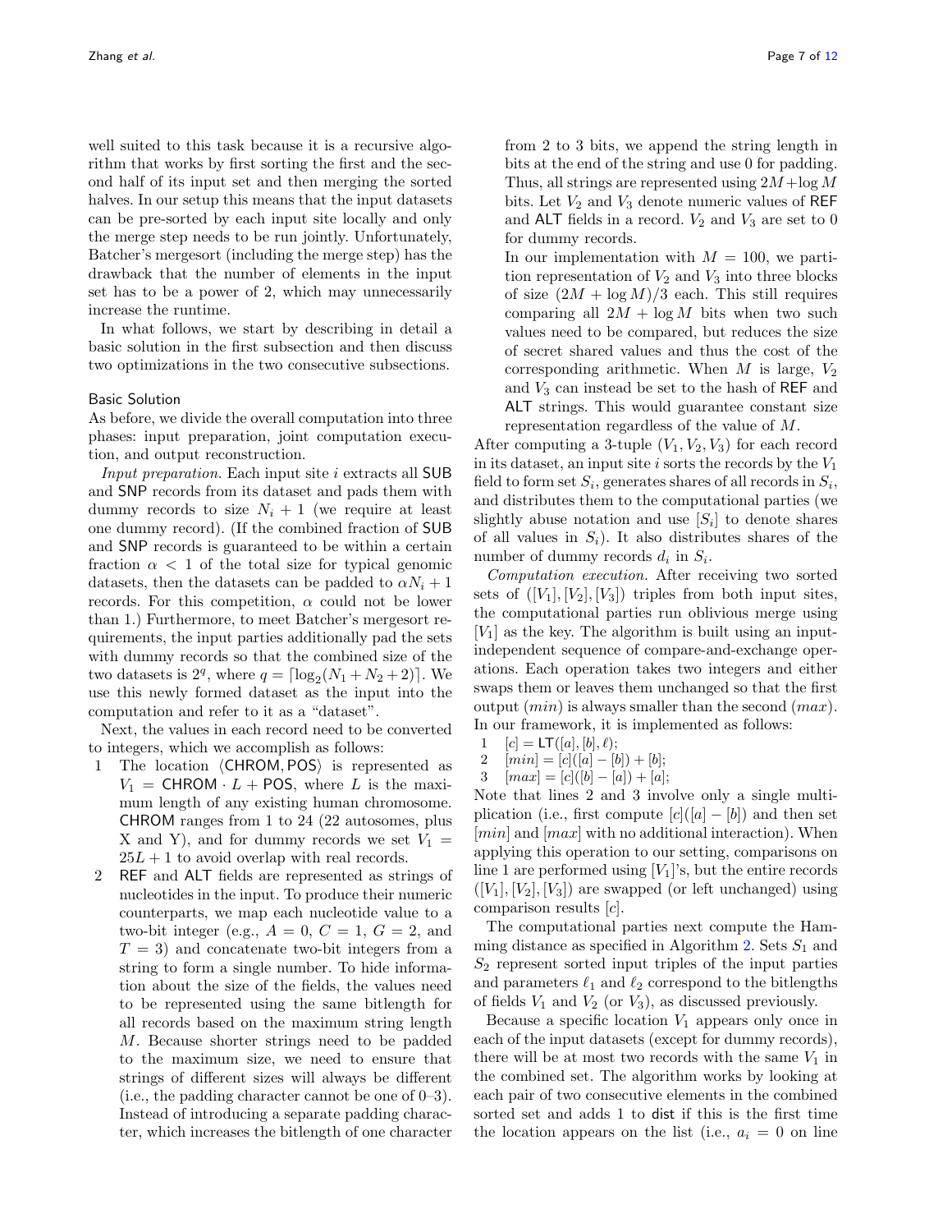well suited to this task because it is a recursive algorithm that works by first sorting the first and the second half of its input set and then merging the sorted halves. In our setup this means that the input datasets can be pre-sorted by each input site locally and only the merge step needs to be run jointly. Unfortunately, Batcher's mergesort (including the merge step) has the drawback that the number of elements in the input set has to be a power of 2, which may unnecessarily increase the runtime.

In what follows, we start by describing in detail a basic solution in the first subsection and then discuss two optimizations in the two consecutive subsections.

### Basic Solution

As before, we divide the overall computation into three phases: input preparation, joint computation execution, and output reconstruction.

*Input preparation.* Each input site $i$ extracts all SUB and SNP records from its dataset and pads them with dummy records to size $N_i + 1$ (we require at least one dummy record). (If the combined fraction of SUB and SNP records is guaranteed to be within a certain fraction $\alpha < 1$ of the total size for typical genomic datasets, then the datasets can be padded to $\alpha N_i + 1$ records. For this competition, $\alpha$ could not be lower than 1.) Furthermore, to meet Batcher's mergesort requirements, the input parties additionally pad the sets with dummy records so that the combined size of the two datasets is $2^q$, where $q = \lceil \log_2(N_1 + N_2 + 2) \rceil$. We use this newly formed dataset as the input into the computation and refer to it as a "dataset".

Next, the values in each record need to be converted to integers, which we accomplish as follows:

1. The location $\langle \mathsf{CHROM}, \mathsf{POS} \rangle$ is represented as $V_1 = \mathsf{CHROM} \cdot L + \mathsf{POS}$, where $L$ is the maximum length of any existing human chromosome. CHROM ranges from 1 to 24 (22 autosomes, plus X and Y), and for dummy records we set $V_1 = 25L + 1$ to avoid overlap with real records.
2. REF and ALT fields are represented as strings of nucleotides in the input. To produce their numeric counterparts, we map each nucleotide value to a two-bit integer (e.g., $A = 0$, $C = 1$, $G = 2$, and $T = 3$) and concatenate two-bit integers from a string to form a single number. To hide information about the size of the fields, the values need to be represented using the same bitlength for all records based on the maximum string length $M$. Because shorter strings need to be padded to the maximum size, we need to ensure that strings of different sizes will always be different (i.e., the padding character cannot be one of 0–3). Instead of introducing a separate padding character, which increases the bitlength of one character from 2 to 3 bits, we append the string length in bits at the end of the string and use 0 for padding. Thus, all strings are represented using $2M + \log M$ bits. Let $V_2$ and $V_3$ denote numeric values of REF and ALT fields in a record. $V_2$ and $V_3$ are set to 0 for dummy records.

   In our implementation with $M = 100$, we partition representation of $V_2$ and $V_3$ into three blocks of size $(2M + \log M)/3$ each. This still requires comparing all $2M + \log M$ bits when two such values need to be compared, but reduces the size of secret shared values and thus the cost of the corresponding arithmetic. When $M$ is large, $V_2$ and $V_3$ can instead be set to the hash of REF and ALT strings. This would guarantee constant size representation regardless of the value of $M$.

After computing a 3-tuple $(V_1, V_2, V_3)$ for each record in its dataset, an input site $i$ sorts the records by the $V_1$ field to form set $S_i$, generates shares of all records in $S_i$, and distributes them to the computational parties (we slightly abuse notation and use $[S_i]$ to denote shares of all values in $S_i$). It also distributes shares of the number of dummy records $d_i$ in $S_i$.

*Computation execution.* After receiving two sorted sets of $([V_1], [V_2], [V_3])$ triples from both input sites, the computational parties run oblivious merge using $[V_1]$ as the key. The algorithm is built using an input-independent sequence of compare-and-exchange operations. Each operation takes two integers and either swaps them or leaves them unchanged so that the first output ($min$) is always smaller than the second ($max$). In our framework, it is implemented as follows:

```
1  [c] = LT([a], [b], ℓ);
2  [min] = [c]([a] − [b]) + [b];
3  [max] = [c]([b] − [a]) + [a];
```

Note that lines 2 and 3 involve only a single multiplication (i.e., first compute $[c]([a] - [b])$ and then set $[min]$ and $[max]$ with no additional interaction). When applying this operation to our setting, comparisons on line 1 are performed using $[V_1]$'s, but the entire records $([V_1], [V_2], [V_3])$ are swapped (or left unchanged) using comparison results $[c]$.

The computational parties next compute the Hamming distance as specified in Algorithm 2. Sets $S_1$ and $S_2$ represent sorted input triples of the input parties and parameters $\ell_1$ and $\ell_2$ correspond to the bitlengths of fields $V_1$ and $V_2$ (or $V_3$), as discussed previously.

Because a specific location $V_1$ appears only once in each of the input datasets (except for dummy records), there will be at most two records with the same $V_1$ in the combined set. The algorithm works by looking at each pair of two consecutive elements in the combined sorted set and adds 1 to dist if this is the first time the location appears on the list (i.e., $a_i = 0$ on line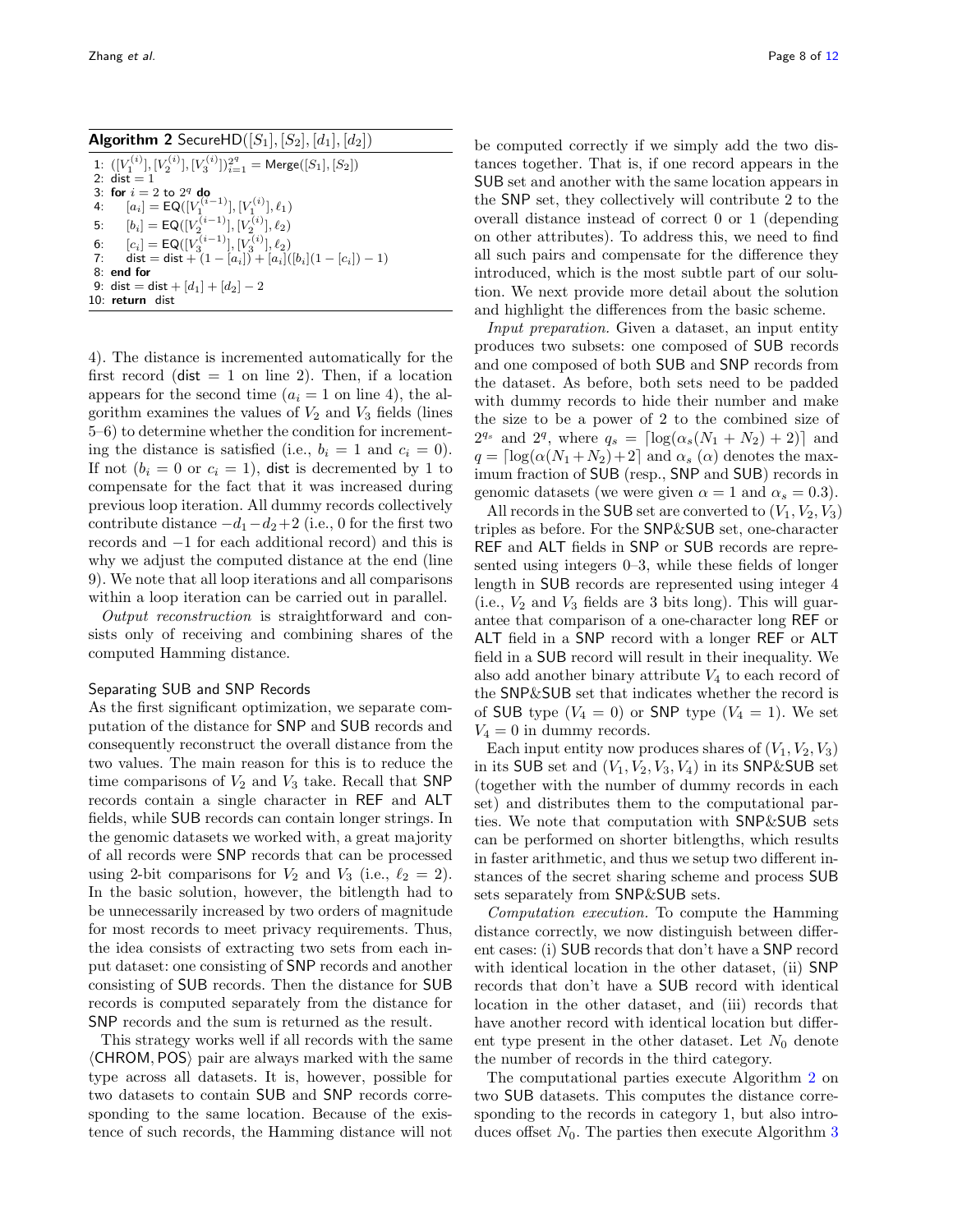**Algorithm 2** SecureHD($[S_1], [S_2], [d_1], [d_2]$)

```
1: ([V_1^(i)], [V_2^(i)], [V_3^(i)])_{i=1}^{2^q} = Merge([S_1], [S_2])
2: dist = 1
3: for i = 2 to 2^q do
4:     [a_i] = EQ([V_1^(i-1)], [V_1^(i)], ℓ_1)
5:     [b_i] = EQ([V_2^(i-1)], [V_2^(i)], ℓ_2)
6:     [c_i] = EQ([V_3^(i-1)], [V_3^(i)], ℓ_2)
7:     dist = dist + (1 - [a_i]) + [a_i]([b_i](1 - [c_i]) - 1)
8: end for
9: dist = dist + [d_1] + [d_2] - 2
10: return dist
```

4). The distance is incremented automatically for the first record (dist $= 1$ on line 2). Then, if a location appears for the second time ($a_i = 1$ on line 4), the algorithm examines the values of $V_2$ and $V_3$ fields (lines 5–6) to determine whether the condition for incrementing the distance is satisfied (i.e., $b_i = 1$ and $c_i = 0$). If not ($b_i = 0$ or $c_i = 1$), dist is decremented by 1 to compensate for the fact that it was increased during previous loop iteration. All dummy records collectively contribute distance $-d_1 - d_2 + 2$ (i.e., 0 for the first two records and $-1$ for each additional record) and this is why we adjust the computed distance at the end (line 9). We note that all loop iterations and all comparisons within a loop iteration can be carried out in parallel.

*Output reconstruction* is straightforward and consists only of receiving and combining shares of the computed Hamming distance.

### Separating SUB and SNP Records

As the first significant optimization, we separate computation of the distance for SNP and SUB records and consequently reconstruct the overall distance from the two values. The main reason for this is to reduce the time comparisons of $V_2$ and $V_3$ take. Recall that SNP records contain a single character in REF and ALT fields, while SUB records can contain longer strings. In the genomic datasets we worked with, a great majority of all records were SNP records that can be processed using 2-bit comparisons for $V_2$ and $V_3$ (i.e., $\ell_2 = 2$). In the basic solution, however, the bitlength had to be unnecessarily increased by two orders of magnitude for most records to meet privacy requirements. Thus, the idea consists of extracting two sets from each input dataset: one consisting of SNP records and another consisting of SUB records. Then the distance for SUB records is computed separately from the distance for SNP records and the sum is returned as the result.

This strategy works well if all records with the same $\langle$CHROM, POS$\rangle$ pair are always marked with the same type across all datasets. It is, however, possible for two datasets to contain SUB and SNP records corresponding to the same location. Because of the existence of such records, the Hamming distance will not be computed correctly if we simply add the two distances together. That is, if one record appears in the SUB set and another with the same location appears in the SNP set, they collectively will contribute 2 to the overall distance instead of correct 0 or 1 (depending on other attributes). To address this, we need to find all such pairs and compensate for the difference they introduced, which is the most subtle part of our solution. We next provide more detail about the solution and highlight the differences from the basic scheme.

*Input preparation.* Given a dataset, an input entity produces two subsets: one composed of SUB records and one composed of both SUB and SNP records from the dataset. As before, both sets need to be padded with dummy records to hide their number and make the size to be a power of 2 to the combined size of $2^{q_s}$ and $2^q$, where $q_s = \lceil \log(\alpha_s(N_1 + N_2) + 2) \rceil$ and $q = \lceil \log(\alpha(N_1 + N_2) + 2 \rceil$ and $\alpha_s$ ($\alpha$) denotes the maximum fraction of SUB (resp., SNP and SUB) records in genomic datasets (we were given $\alpha = 1$ and $\alpha_s = 0.3$).

All records in the SUB set are converted to $(V_1, V_2, V_3)$ triples as before. For the SNP&SUB set, one-character REF and ALT fields in SNP or SUB records are represented using integers 0–3, while these fields of longer length in SUB records are represented using integer 4 (i.e., $V_2$ and $V_3$ fields are 3 bits long). This will guarantee that comparison of a one-character long REF or ALT field in a SNP record with a longer REF or ALT field in a SUB record will result in their inequality. We also add another binary attribute $V_4$ to each record of the SNP&SUB set that indicates whether the record is of SUB type ($V_4 = 0$) or SNP type ($V_4 = 1$). We set $V_4 = 0$ in dummy records.

Each input entity now produces shares of $(V_1, V_2, V_3)$ in its SUB set and $(V_1, V_2, V_3, V_4)$ in its SNP&SUB set (together with the number of dummy records in each set) and distributes them to the computational parties. We note that computation with SNP&SUB sets can be performed on shorter bitlengths, which results in faster arithmetic, and thus we setup two different instances of the secret sharing scheme and process SUB sets separately from SNP&SUB sets.

*Computation execution.* To compute the Hamming distance correctly, we now distinguish between different cases: (i) SUB records that don't have a SNP record with identical location in the other dataset, (ii) SNP records that don't have a SUB record with identical location in the other dataset, and (iii) records that have another record with identical location but different type present in the other dataset. Let $N_0$ denote the number of records in the third category.

The computational parties execute Algorithm 2 on two SUB datasets. This computes the distance corresponding to the records in category 1, but also introduces offset $N_0$. The parties then execute Algorithm 3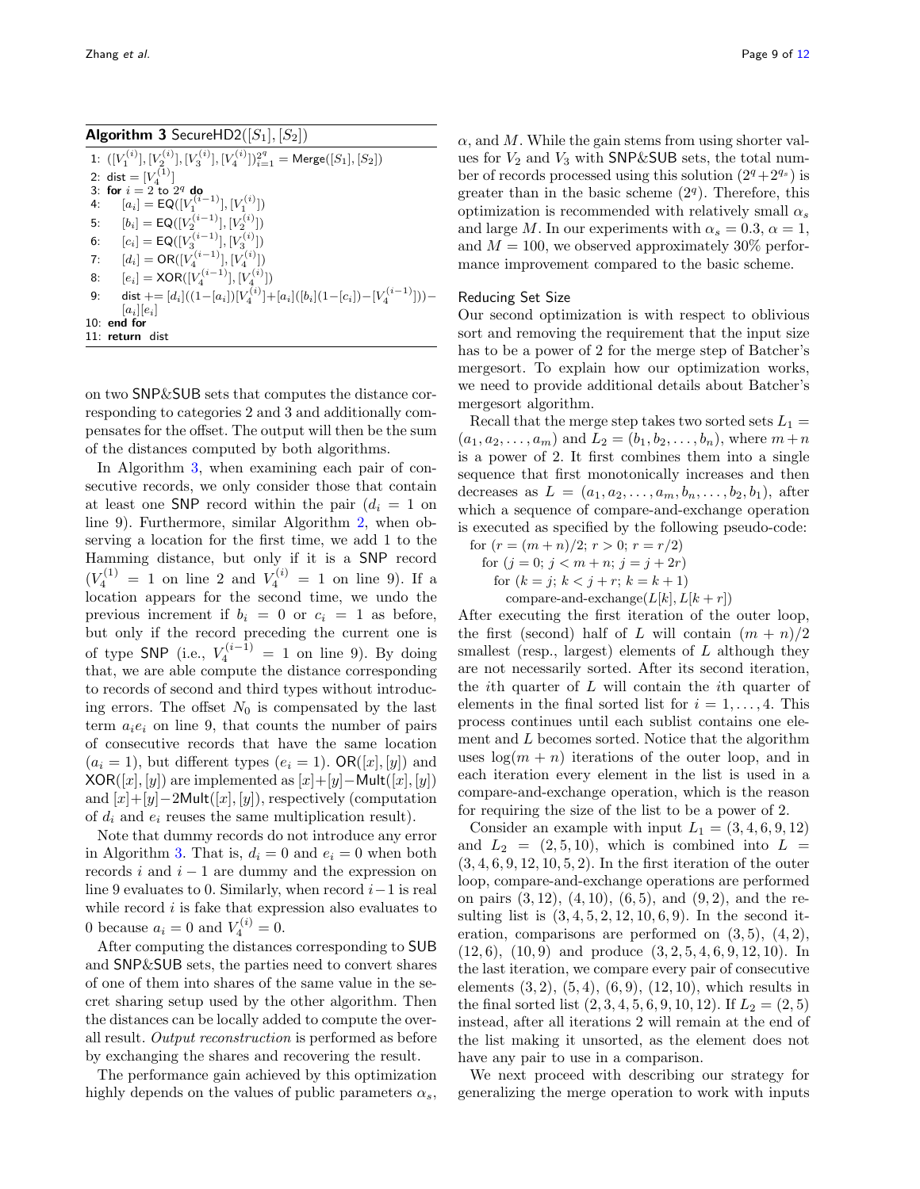**Algorithm 3** SecureHD2($[S_1]$, $[S_2]$)

```
1: ([V_1^(i)], [V_2^(i)], [V_3^(i)], [V_4^(i)])_{i=1}^{2^q} = Merge([S_1], [S_2])
2: dist = [V_4^(1)]
3: for i = 2 to 2^q do
4:     [a_i] = EQ([V_1^(i-1)], [V_1^(i)])
5:     [b_i] = EQ([V_2^(i-1)], [V_2^(i)])
6:     [c_i] = EQ([V_3^(i-1)], [V_3^(i)])
7:     [d_i] = OR([V_4^(i-1)], [V_4^(i)])
8:     [e_i] = XOR([V_4^(i-1)], [V_4^(i)])
9:     dist += [d_i]((1-[a_i])[V_4^(i)] + [a_i]([b_i](1-[c_i]) - [V_4^(i-1)])) - [a_i][e_i]
10: end for
11: return dist
```

on two SNP&SUB sets that computes the distance corresponding to categories 2 and 3 and additionally compensates for the offset. The output will then be the sum of the distances computed by both algorithms.

In Algorithm 3, when examining each pair of consecutive records, we only consider those that contain at least one SNP record within the pair ($d_i = 1$ on line 9). Furthermore, similar Algorithm 2, when observing a location for the first time, we add 1 to the Hamming distance, but only if it is a SNP record ($V_4^{(1)} = 1$ on line 2 and $V_4^{(i)} = 1$ on line 9). If a location appears for the second time, we undo the previous increment if $b_i = 0$ or $c_i = 1$ as before, but only if the record preceding the current one is of type SNP (i.e., $V_4^{(i-1)} = 1$ on line 9). By doing that, we are able compute the distance corresponding to records of second and third types without introducing errors. The offset $N_0$ is compensated by the last term $a_i e_i$ on line 9, that counts the number of pairs of consecutive records that have the same location ($a_i = 1$), but different types ($e_i = 1$). $\mathsf{OR}([x],[y])$ and $\mathsf{XOR}([x],[y])$ are implemented as $[x]+[y]-\mathsf{Mult}([x],[y])$ and $[x]+[y]-2\mathsf{Mult}([x],[y])$, respectively (computation of $d_i$ and $e_i$ reuses the same multiplication result).

Note that dummy records do not introduce any error in Algorithm 3. That is, $d_i = 0$ and $e_i = 0$ when both records $i$ and $i-1$ are dummy and the expression on line 9 evaluates to 0. Similarly, when record $i-1$ is real while record $i$ is fake that expression also evaluates to 0 because $a_i = 0$ and $V_4^{(i)} = 0$.

After computing the distances corresponding to SUB and SNP&SUB sets, the parties need to convert shares of one of them into shares of the same value in the secret sharing setup used by the other algorithm. Then the distances can be locally added to compute the overall result. *Output reconstruction* is performed as before by exchanging the shares and recovering the result.

The performance gain achieved by this optimization highly depends on the values of public parameters $\alpha_s$, $\alpha$, and $M$. While the gain stems from using shorter values for $V_2$ and $V_3$ with SNP&SUB sets, the total number of records processed using this solution ($2^q + 2^{q_s}$) is greater than in the basic scheme ($2^q$). Therefore, this optimization is recommended with relatively small $\alpha_s$ and large $M$. In our experiments with $\alpha_s = 0.3$, $\alpha = 1$, and $M = 100$, we observed approximately 30% performance improvement compared to the basic scheme.

### Reducing Set Size

Our second optimization is with respect to oblivious sort and removing the requirement that the input size has to be a power of 2 for the merge step of Batcher's mergesort. To explain how our optimization works, we need to provide additional details about Batcher's mergesort algorithm.

Recall that the merge step takes two sorted sets $L_1 = (a_1, a_2, \ldots, a_m)$ and $L_2 = (b_1, b_2, \ldots, b_n)$, where $m+n$ is a power of 2. It first combines them into a single sequence that first monotonically increases and then decreases as $L = (a_1, a_2, \ldots, a_m, b_n, \ldots, b_2, b_1)$, after which a sequence of compare-and-exchange operation is executed as specified by the following pseudo-code:

```
for (r = (m+n)/2; r > 0; r = r/2)
  for (j = 0; j < m+n; j = j + 2r)
    for (k = j; k < j + r; k = k + 1)
      compare-and-exchange(L[k], L[k + r])
```

After executing the first iteration of the outer loop, the first (second) half of $L$ will contain $(m+n)/2$ smallest (resp., largest) elements of $L$ although they are not necessarily sorted. After its second iteration, the $i$th quarter of $L$ will contain the $i$th quarter of elements in the final sorted list for $i = 1, \ldots, 4$. This process continues until each sublist contains one element and $L$ becomes sorted. Notice that the algorithm uses $\log(m+n)$ iterations of the outer loop, and in each iteration every element in the list is used in a compare-and-exchange operation, which is the reason for requiring the size of the list to be a power of 2.

Consider an example with input $L_1 = (3, 4, 6, 9, 12)$ and $L_2 = (2, 5, 10)$, which is combined into $L = (3, 4, 6, 9, 12, 10, 5, 2)$. In the first iteration of the outer loop, compare-and-exchange operations are performed on pairs $(3, 12)$, $(4, 10)$, $(6, 5)$, and $(9, 2)$, and the resulting list is $(3, 4, 5, 2, 12, 10, 6, 9)$. In the second iteration, comparisons are performed on $(3, 5)$, $(4, 2)$, $(12, 6)$, $(10, 9)$ and produce $(3, 2, 5, 4, 6, 9, 12, 10)$. In the last iteration, we compare every pair of consecutive elements $(3, 2)$, $(5, 4)$, $(6, 9)$, $(12, 10)$, which results in the final sorted list $(2, 3, 4, 5, 6, 9, 10, 12)$. If $L_2 = (2, 5)$ instead, after all iterations 2 will remain at the end of the list making it unsorted, as the element does not have any pair to use in a comparison.

We next proceed with describing our strategy for generalizing the merge operation to work with inputs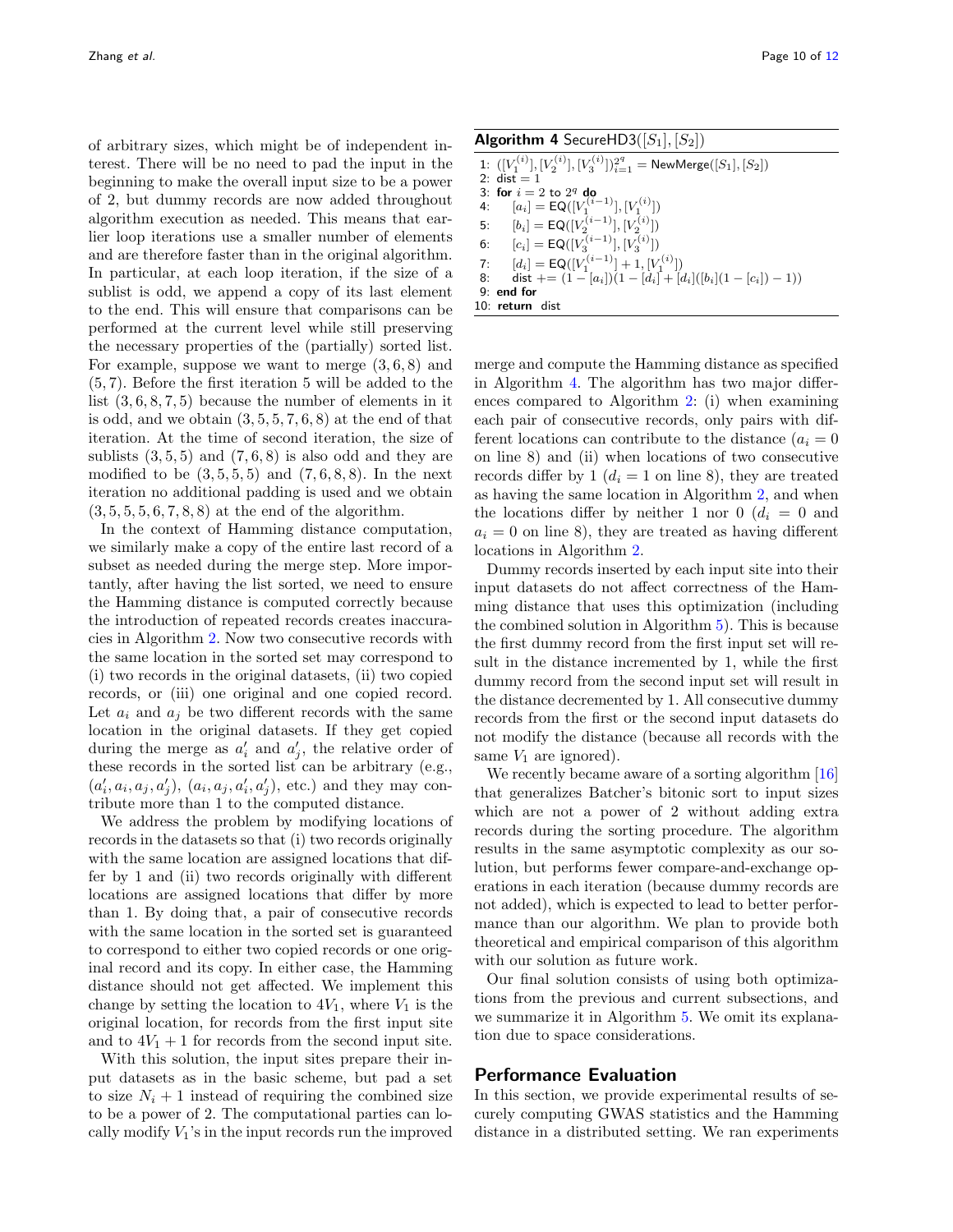of arbitrary sizes, which might be of independent interest. There will be no need to pad the input in the beginning to make the overall input size to be a power of 2, but dummy records are now added throughout algorithm execution as needed. This means that earlier loop iterations use a smaller number of elements and are therefore faster than in the original algorithm. In particular, at each loop iteration, if the size of a sublist is odd, we append a copy of its last element to the end. This will ensure that comparisons can be performed at the current level while still preserving the necessary properties of the (partially) sorted list. For example, suppose we want to merge $(3, 6, 8)$ and $(5, 7)$. Before the first iteration 5 will be added to the list $(3, 6, 8, 7, 5)$ because the number of elements in it is odd, and we obtain $(3, 5, 5, 7, 6, 8)$ at the end of that iteration. At the time of second iteration, the size of sublists $(3, 5, 5)$ and $(7, 6, 8)$ is also odd and they are modified to be $(3, 5, 5, 5)$ and $(7, 6, 8, 8)$. In the next iteration no additional padding is used and we obtain $(3, 5, 5, 5, 6, 7, 8, 8)$ at the end of the algorithm.

In the context of Hamming distance computation, we similarly make a copy of the entire last record of a subset as needed during the merge step. More importantly, after having the list sorted, we need to ensure the Hamming distance is computed correctly because the introduction of repeated records creates inaccuracies in Algorithm 2. Now two consecutive records with the same location in the sorted set may correspond to (i) two records in the original datasets, (ii) two copied records, or (iii) one original and one copied record. Let $a_i$ and $a_j$ be two different records with the same location in the original datasets. If they get copied during the merge as $a'_i$ and $a'_j$, the relative order of these records in the sorted list can be arbitrary (e.g., $(a'_i, a_i, a_j, a'_j)$, $(a_i, a_j, a'_i, a'_j)$, etc.) and they may contribute more than 1 to the computed distance.

We address the problem by modifying locations of records in the datasets so that (i) two records originally with the same location are assigned locations that differ by 1 and (ii) two records originally with different locations are assigned locations that differ by more than 1. By doing that, a pair of consecutive records with the same location in the sorted set is guaranteed to correspond to either two copied records or one original record and its copy. In either case, the Hamming distance should not get affected. We implement this change by setting the location to $4V_1$, where $V_1$ is the original location, for records from the first input site and to $4V_1 + 1$ for records from the second input site.

With this solution, the input sites prepare their input datasets as in the basic scheme, but pad a set to size $N_i + 1$ instead of requiring the combined size to be a power of 2. The computational parties can locally modify $V_1$'s in the input records run the improved merge and compute the Hamming distance as specified in Algorithm 4. The algorithm has two major differences compared to Algorithm 2: (i) when examining each pair of consecutive records, only pairs with different locations can contribute to the distance ($a_i = 0$ on line 8) and (ii) when locations of two consecutive records differ by 1 ($d_i = 1$ on line 8), they are treated as having the same location in Algorithm 2, and when the locations differ by neither 1 nor 0 ($d_i = 0$ and $a_i = 0$ on line 8), they are treated as having different locations in Algorithm 2.

**Algorithm 4** SecureHD3($[S_1]$, $[S_2]$)

1: $([V_1^{(i)}], [V_2^{(i)}], [V_3^{(i)}])_{i=1}^{2^q} = \mathsf{NewMerge}([S_1], [S_2])$
2: $\mathsf{dist} = 1$
3: **for** $i = 2$ to $2^q$ **do**
4: $\quad [a_i] = \mathsf{EQ}([V_1^{(i-1)}], [V_1^{(i)}])$
5: $\quad [b_i] = \mathsf{EQ}([V_2^{(i-1)}], [V_2^{(i)}])$
6: $\quad [c_i] = \mathsf{EQ}([V_3^{(i-1)}], [V_3^{(i)}])$
7: $\quad [d_i] = \mathsf{EQ}([V_1^{(i-1)}] + 1, [V_1^{(i)}])$
8: $\quad \mathsf{dist} \mathrel{+}= (1 - [a_i])(1 - [d_i] + [d_i]([b_i](1 - [c_i]) - 1))$
9: **end for**
10: **return** $\mathsf{dist}$

Dummy records inserted by each input site into their input datasets do not affect correctness of the Hamming distance that uses this optimization (including the combined solution in Algorithm 5). This is because the first dummy record from the first input set will result in the distance incremented by 1, while the first dummy record from the second input set will result in the distance decremented by 1. All consecutive dummy records from the first or the second input datasets do not modify the distance (because all records with the same $V_1$ are ignored).

We recently became aware of a sorting algorithm [16] that generalizes Batcher's bitonic sort to input sizes which are not a power of 2 without adding extra records during the sorting procedure. The algorithm results in the same asymptotic complexity as our solution, but performs fewer compare-and-exchange operations in each iteration (because dummy records are not added), which is expected to lead to better performance than our algorithm. We plan to provide both theoretical and empirical comparison of this algorithm with our solution as future work.

Our final solution consists of using both optimizations from the previous and current subsections, and we summarize it in Algorithm 5. We omit its explanation due to space considerations.

## Performance Evaluation

In this section, we provide experimental results of securely computing GWAS statistics and the Hamming distance in a distributed setting. We ran experiments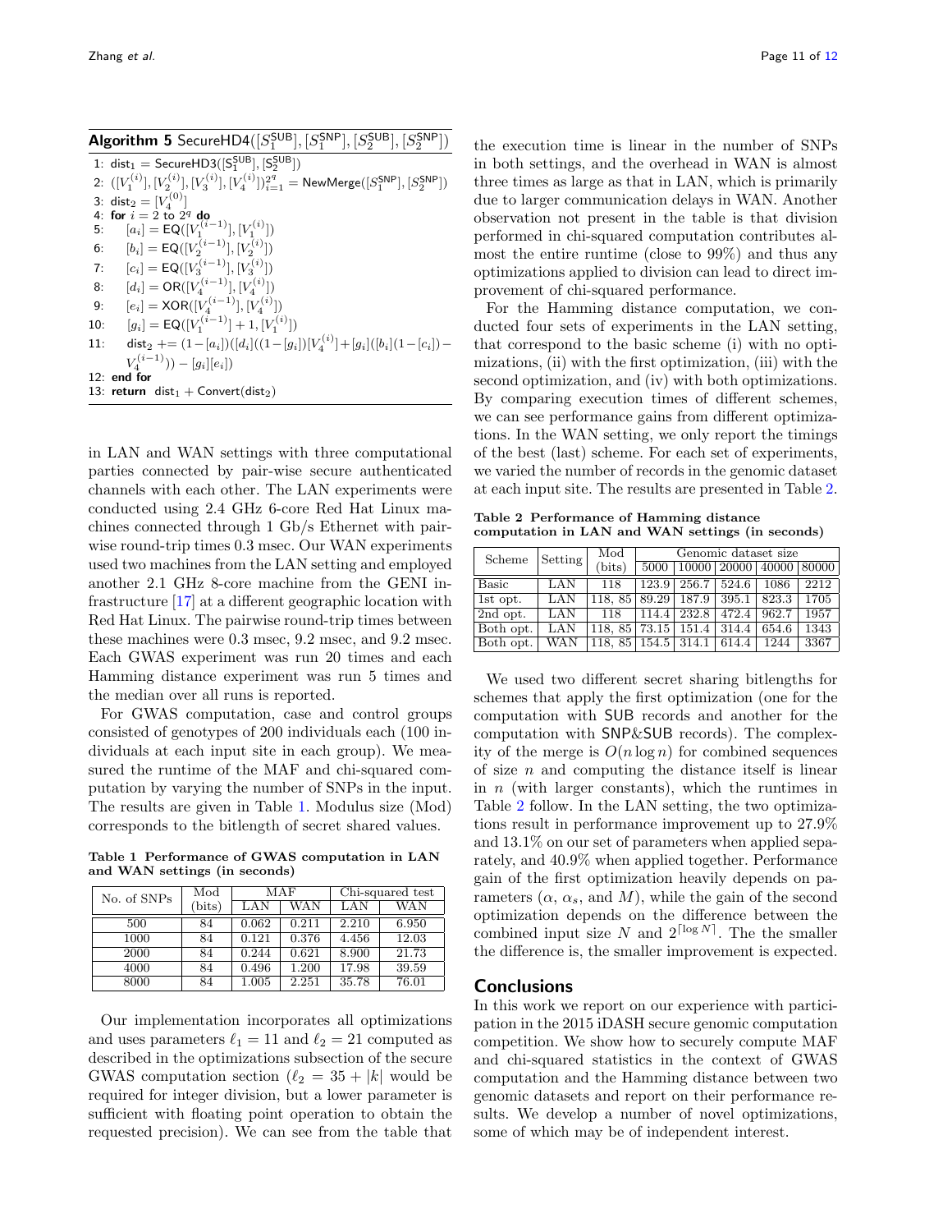**Algorithm 5** SecureHD4($[S_1^{\mathsf{SUB}}]$, $[S_1^{\mathsf{SNP}}]$, $[S_2^{\mathsf{SUB}}]$, $[S_2^{\mathsf{SNP}}]$)

```
1:  dist_1 = SecureHD3([S_1^SUB], [S_2^SUB])
2:  ([V_1^(i)], [V_2^(i)], [V_3^(i)], [V_4^(i)])_{i=1}^{2^q} = NewMerge([S_1^SNP], [S_2^SNP])
3:  dist_2 = [V_4^(0)]
4:  for i = 2 to 2^q do
5:      [a_i] = EQ([V_1^(i-1)], [V_1^(i)])
6:      [b_i] = EQ([V_2^(i-1)], [V_2^(i)])
7:      [c_i] = EQ([V_3^(i-1)], [V_3^(i)])
8:      [d_i] = OR([V_4^(i-1)], [V_4^(i)])
9:      [e_i] = XOR([V_4^(i-1)], [V_4^(i)])
10:     [g_i] = EQ([V_1^(i-1)] + 1, [V_1^(i)])
11:     dist_2 += (1 - [a_i])([d_i]((1 - [g_i])[V_4^(i)] + [g_i]([b_i](1 - [c_i]) - V_4^(i-1))) - [g_i][e_i])
12: end for
13: return dist_1 + Convert(dist_2)
```

in LAN and WAN settings with three computational parties connected by pair-wise secure authenticated channels with each other. The LAN experiments were conducted using 2.4 GHz 6-core Red Hat Linux machines connected through 1 Gb/s Ethernet with pairwise round-trip times 0.3 msec. Our WAN experiments used two machines from the LAN setting and employed another 2.1 GHz 8-core machine from the GENI infrastructure [17] at a different geographic location with Red Hat Linux. The pairwise round-trip times between these machines were 0.3 msec, 9.2 msec, and 9.2 msec. Each GWAS experiment was run 20 times and each Hamming distance experiment was run 5 times and the median over all runs is reported.

For GWAS computation, case and control groups consisted of genotypes of 200 individuals each (100 individuals at each input site in each group). We measured the runtime of the MAF and chi-squared computation by varying the number of SNPs in the input. The results are given in Table 1. Modulus size (Mod) corresponds to the bitlength of secret shared values.

**Table 1 Performance of GWAS computation in LAN and WAN settings (in seconds)**

| No. of SNPs | Mod (bits) | MAF | | Chi-squared test | |
|---|---|---|---|---|---|
| | | LAN | WAN | LAN | WAN |
| 500 | 84 | 0.062 | 0.211 | 2.210 | 6.950 |
| 1000 | 84 | 0.121 | 0.376 | 4.456 | 12.03 |
| 2000 | 84 | 0.244 | 0.621 | 8.900 | 21.73 |
| 4000 | 84 | 0.496 | 1.200 | 17.98 | 39.59 |
| 8000 | 84 | 1.005 | 2.251 | 35.78 | 76.01 |

Our implementation incorporates all optimizations and uses parameters $\ell_1 = 11$ and $\ell_2 = 21$ computed as described in the optimizations subsection of the secure GWAS computation section ($\ell_2 = 35 + |k|$ would be required for integer division, but a lower parameter is sufficient with floating point operation to obtain the requested precision). We can see from the table that the execution time is linear in the number of SNPs in both settings, and the overhead in WAN is almost three times as large as that in LAN, which is primarily due to larger communication delays in WAN. Another observation not present in the table is that division performed in chi-squared computation contributes almost the entire runtime (close to 99%) and thus any optimizations applied to division can lead to direct improvement of chi-squared performance.

For the Hamming distance computation, we conducted four sets of experiments in the LAN setting, that correspond to the basic scheme (i) with no optimizations, (ii) with the first optimization, (iii) with the second optimization, and (iv) with both optimizations. By comparing execution times of different schemes, we can see performance gains from different optimizations. In the WAN setting, we only report the timings of the best (last) scheme. For each set of experiments, we varied the number of records in the genomic dataset at each input site. The results are presented in Table 2.

**Table 2 Performance of Hamming distance computation in LAN and WAN settings (in seconds)**

| Scheme | Setting | Mod (bits) | Genomic dataset size | | | | |
|---|---|---|---|---|---|---|---|
| | | | 5000 | 10000 | 20000 | 40000 | 80000 |
| Basic | LAN | 118 | 123.9 | 256.7 | 524.6 | 1086 | 2212 |
| 1st opt. | LAN | 118, 85 | 89.29 | 187.9 | 395.1 | 823.3 | 1705 |
| 2nd opt. | LAN | 118 | 114.4 | 232.8 | 472.4 | 962.7 | 1957 |
| Both opt. | LAN | 118, 85 | 73.15 | 151.4 | 314.4 | 654.6 | 1343 |
| Both opt. | WAN | 118, 85 | 154.5 | 314.1 | 614.4 | 1244 | 3367 |

We used two different secret sharing bitlengths for schemes that apply the first optimization (one for the computation with SUB records and another for the computation with SNP&SUB records). The complexity of the merge is $O(n \log n)$ for combined sequences of size $n$ and computing the distance itself is linear in $n$ (with larger constants), which the runtimes in Table 2 follow. In the LAN setting, the two optimizations result in performance improvement up to 27.9% and 13.1% on our set of parameters when applied separately, and 40.9% when applied together. Performance gain of the first optimization heavily depends on parameters ($\alpha$, $\alpha_s$, and $M$), while the gain of the second optimization depends on the difference between the combined input size $N$ and $2^{\lceil \log N \rceil}$. The the smaller the difference is, the smaller improvement is expected.

## Conclusions

In this work we report on our experience with participation in the 2015 iDASH secure genomic computation competition. We show how to securely compute MAF and chi-squared statistics in the context of GWAS computation and the Hamming distance between two genomic datasets and report on their performance results. We develop a number of novel optimizations, some of which may be of independent interest.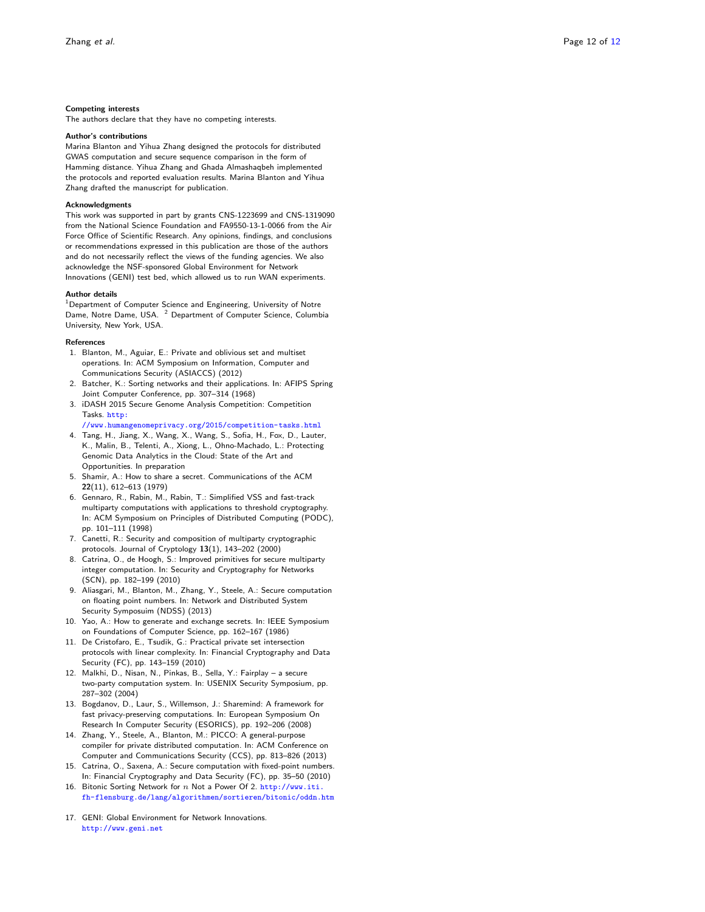#### Competing interests

The authors declare that they have no competing interests.

#### Author's contributions

Marina Blanton and Yihua Zhang designed the protocols for distributed GWAS computation and secure sequence comparison in the form of Hamming distance. Yihua Zhang and Ghada Almashaqbeh implemented the protocols and reported evaluation results. Marina Blanton and Yihua Zhang drafted the manuscript for publication.

#### Acknowledgments

This work was supported in part by grants CNS-1223699 and CNS-1319090 from the National Science Foundation and FA9550-13-1-0066 from the Air Force Office of Scientific Research. Any opinions, findings, and conclusions or recommendations expressed in this publication are those of the authors and do not necessarily reflect the views of the funding agencies. We also acknowledge the NSF-sponsored Global Environment for Network Innovations (GENI) test bed, which allowed us to run WAN experiments.

#### Author details

[1]Department of Computer Science and Engineering, University of Notre Dame, Notre Dame, USA. [2] Department of Computer Science, Columbia University, New York, USA.

#### References

1. Blanton, M., Aguiar, E.: Private and oblivious set and multiset operations. In: ACM Symposium on Information, Computer and Communications Security (ASIACCS) (2012)
2. Batcher, K.: Sorting networks and their applications. In: AFIPS Spring Joint Computer Conference, pp. 307–314 (1968)
3. iDASH 2015 Secure Genome Analysis Competition: Competition Tasks. http://www.humangenomeprivacy.org/2015/competition-tasks.html
4. Tang, H., Jiang, X., Wang, X., Wang, S., Sofia, H., Fox, D., Lauter, K., Malin, B., Telenti, A., Xiong, L., Ohno-Machado, L.: Protecting Genomic Data Analytics in the Cloud: State of the Art and Opportunities. In preparation
5. Shamir, A.: How to share a secret. Communications of the ACM **22**(11), 612–613 (1979)
6. Gennaro, R., Rabin, M., Rabin, T.: Simplified VSS and fast-track multiparty computations with applications to threshold cryptography. In: ACM Symposium on Principles of Distributed Computing (PODC), pp. 101–111 (1998)
7. Canetti, R.: Security and composition of multiparty cryptographic protocols. Journal of Cryptology **13**(1), 143–202 (2000)
8. Catrina, O., de Hoogh, S.: Improved primitives for secure multiparty integer computation. In: Security and Cryptography for Networks (SCN), pp. 182–199 (2010)
9. Aliasgari, M., Blanton, M., Zhang, Y., Steele, A.: Secure computation on floating point numbers. In: Network and Distributed System Security Symposuim (NDSS) (2013)
10. Yao, A.: How to generate and exchange secrets. In: IEEE Symposium on Foundations of Computer Science, pp. 162–167 (1986)
11. De Cristofaro, E., Tsudik, G.: Practical private set intersection protocols with linear complexity. In: Financial Cryptography and Data Security (FC), pp. 143–159 (2010)
12. Malkhi, D., Nisan, N., Pinkas, B., Sella, Y.: Fairplay – a secure two-party computation system. In: USENIX Security Symposium, pp. 287–302 (2004)
13. Bogdanov, D., Laur, S., Willemson, J.: Sharemind: A framework for fast privacy-preserving computations. In: European Symposium On Research In Computer Security (ESORICS), pp. 192–206 (2008)
14. Zhang, Y., Steele, A., Blanton, M.: PICCO: A general-purpose compiler for private distributed computation. In: ACM Conference on Computer and Communications Security (CCS), pp. 813–826 (2013)
15. Catrina, O., Saxena, A.: Secure computation with fixed-point numbers. In: Financial Cryptography and Data Security (FC), pp. 35–50 (2010)
16. Bitonic Sorting Network for $n$ Not a Power Of 2. http://www.iti.fh-flensburg.de/lang/algorithmen/sortieren/bitonic/oddn.htm
17. GENI: Global Environment for Network Innovations. http://www.geni.net